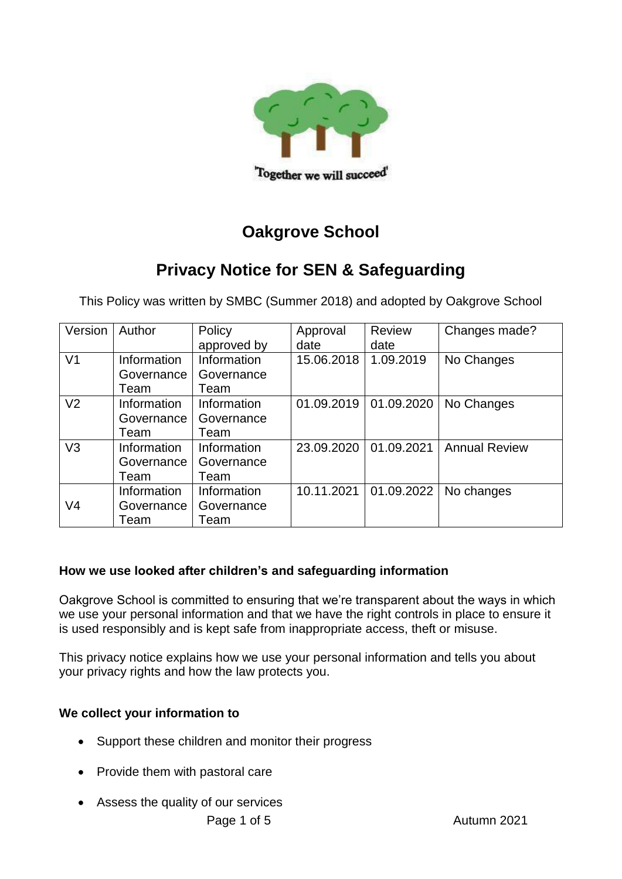'Together we will succeed'

# Oakgrove School

# Privacy Notice for SEN & Safeguarding

This Policy was written by SMBC (Summer 2018) and adopted by Oakgrove School

| Version | Author | Policy approved by | Approval date | Review date | Changes made? |
|---|---|---|---|---|---|
| V1 | Information Governance Team | Information Governance Team | 15.06.2018 | 1.09.2019 | No Changes |
| V2 | Information Governance Team | Information Governance Team | 01.09.2019 | 01.09.2020 | No Changes |
| V3 | Information Governance Team | Information Governance Team | 23.09.2020 | 01.09.2021 | Annual Review |
| V4 | Information Governance Team | Information Governance Team | 10.11.2021 | 01.09.2022 | No changes |

**How we use looked after children's and safeguarding information**

Oakgrove School is committed to ensuring that we're transparent about the ways in which we use your personal information and that we have the right controls in place to ensure it is used responsibly and is kept safe from inappropriate access, theft or misuse.

This privacy notice explains how we use your personal information and tells you about your privacy rights and how the law protects you.

**We collect your information to**

- Support these children and monitor their progress
- Provide them with pastoral care
- Assess the quality of our services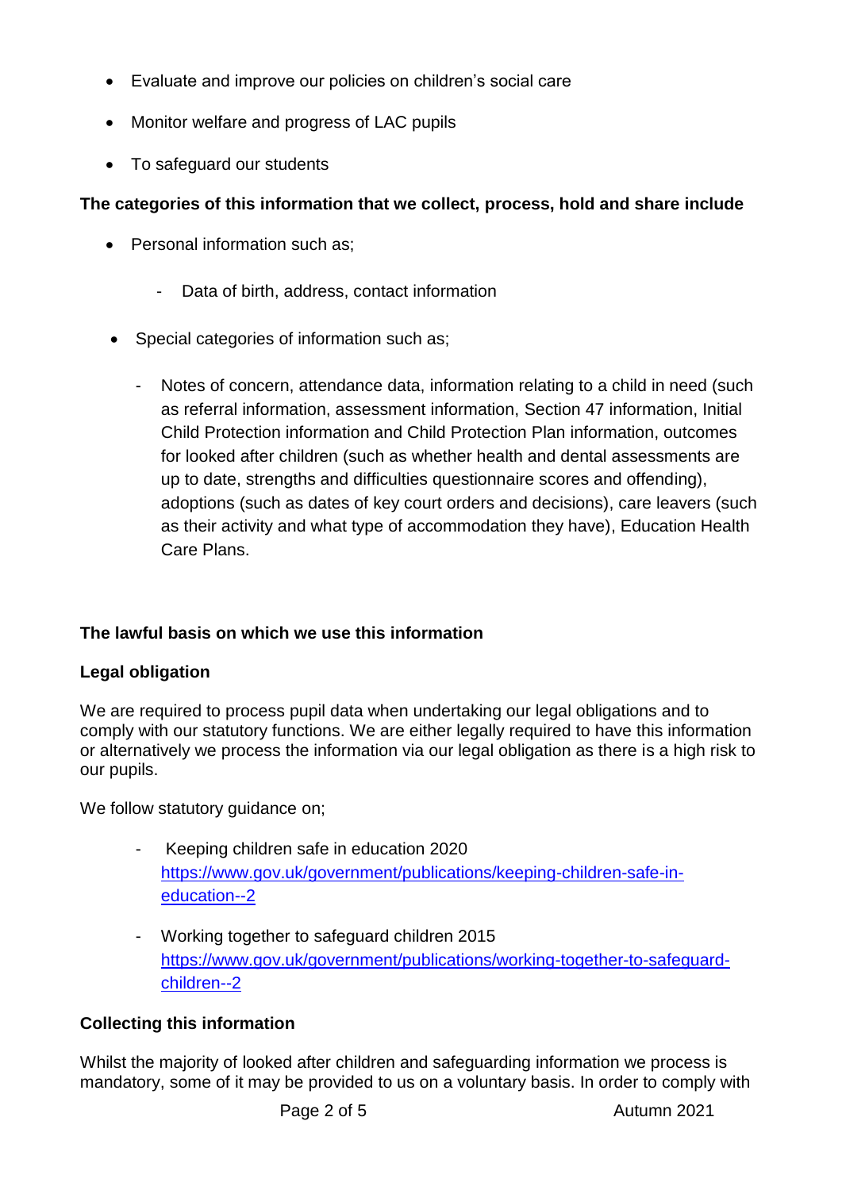- Evaluate and improve our policies on children's social care
- Monitor welfare and progress of LAC pupils
- To safeguard our students

**The categories of this information that we collect, process, hold and share include**

- Personal information such as;
    - Data of birth, address, contact information
- Special categories of information such as;
    - Notes of concern, attendance data, information relating to a child in need (such as referral information, assessment information, Section 47 information, Initial Child Protection information and Child Protection Plan information, outcomes for looked after children (such as whether health and dental assessments are up to date, strengths and difficulties questionnaire scores and offending), adoptions (such as dates of key court orders and decisions), care leavers (such as their activity and what type of accommodation they have), Education Health Care Plans.

**The lawful basis on which we use this information**

**Legal obligation**

We are required to process pupil data when undertaking our legal obligations and to comply with our statutory functions. We are either legally required to have this information or alternatively we process the information via our legal obligation as there is a high risk to our pupils.

We follow statutory guidance on;

- Keeping children safe in education 2020 [https://www.gov.uk/government/publications/keeping-children-safe-in-education--2](https://www.gov.uk/government/publications/keeping-children-safe-in-education--2)
- Working together to safeguard children 2015 [https://www.gov.uk/government/publications/working-together-to-safeguard-children--2](https://www.gov.uk/government/publications/working-together-to-safeguard-children--2)

**Collecting this information**

Whilst the majority of looked after children and safeguarding information we process is mandatory, some of it may be provided to us on a voluntary basis. In order to comply with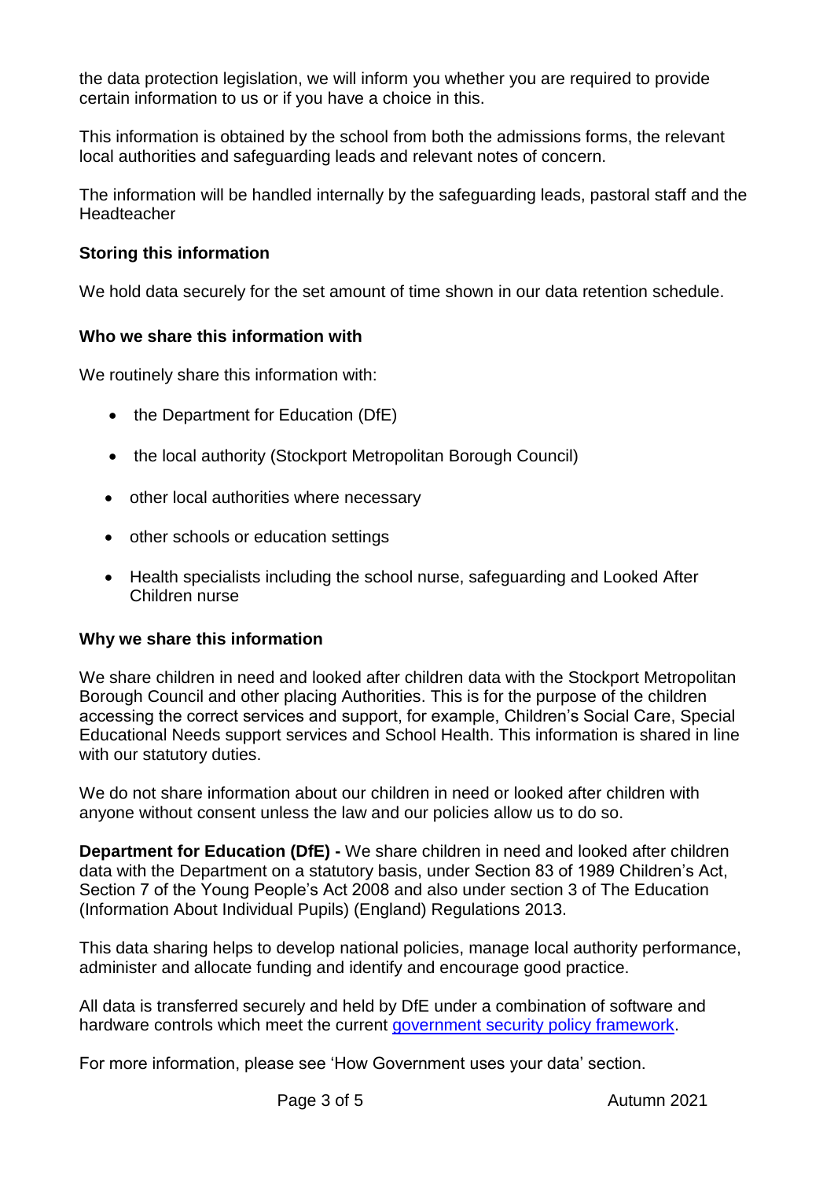the data protection legislation, we will inform you whether you are required to provide certain information to us or if you have a choice in this.

This information is obtained by the school from both the admissions forms, the relevant local authorities and safeguarding leads and relevant notes of concern.

The information will be handled internally by the safeguarding leads, pastoral staff and the Headteacher

**Storing this information**

We hold data securely for the set amount of time shown in our data retention schedule.

**Who we share this information with**

We routinely share this information with:

- the Department for Education (DfE)
- the local authority (Stockport Metropolitan Borough Council)
- other local authorities where necessary
- other schools or education settings
- Health specialists including the school nurse, safeguarding and Looked After Children nurse

**Why we share this information**

We share children in need and looked after children data with the Stockport Metropolitan Borough Council and other placing Authorities. This is for the purpose of the children accessing the correct services and support, for example, Children's Social Care, Special Educational Needs support services and School Health. This information is shared in line with our statutory duties.

We do not share information about our children in need or looked after children with anyone without consent unless the law and our policies allow us to do so.

**Department for Education (DfE) -** We share children in need and looked after children data with the Department on a statutory basis, under Section 83 of 1989 Children's Act, Section 7 of the Young People's Act 2008 and also under section 3 of The Education (Information About Individual Pupils) (England) Regulations 2013.

This data sharing helps to develop national policies, manage local authority performance, administer and allocate funding and identify and encourage good practice.

All data is transferred securely and held by DfE under a combination of software and hardware controls which meet the current government security policy framework.

For more information, please see 'How Government uses your data' section.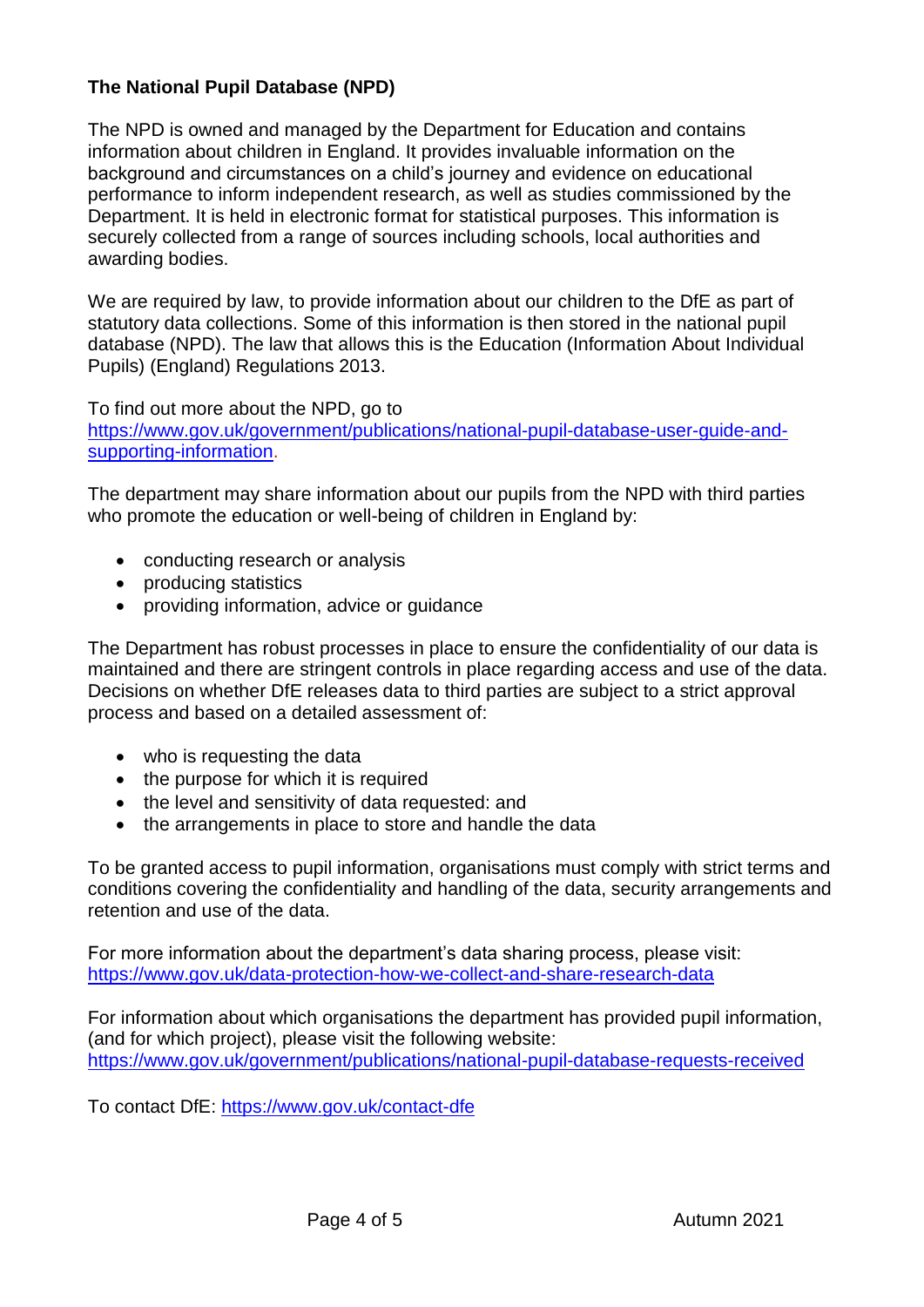**The National Pupil Database (NPD)**

The NPD is owned and managed by the Department for Education and contains information about children in England. It provides invaluable information on the background and circumstances on a child's journey and evidence on educational performance to inform independent research, as well as studies commissioned by the Department. It is held in electronic format for statistical purposes. This information is securely collected from a range of sources including schools, local authorities and awarding bodies.

We are required by law, to provide information about our children to the DfE as part of statutory data collections. Some of this information is then stored in the national pupil database (NPD). The law that allows this is the Education (Information About Individual Pupils) (England) Regulations 2013.

To find out more about the NPD, go to https://www.gov.uk/government/publications/national-pupil-database-user-guide-and-supporting-information.

The department may share information about our pupils from the NPD with third parties who promote the education or well-being of children in England by:

- conducting research or analysis
- producing statistics
- providing information, advice or guidance

The Department has robust processes in place to ensure the confidentiality of our data is maintained and there are stringent controls in place regarding access and use of the data. Decisions on whether DfE releases data to third parties are subject to a strict approval process and based on a detailed assessment of:

- who is requesting the data
- the purpose for which it is required
- the level and sensitivity of data requested: and
- the arrangements in place to store and handle the data

To be granted access to pupil information, organisations must comply with strict terms and conditions covering the confidentiality and handling of the data, security arrangements and retention and use of the data.

For more information about the department's data sharing process, please visit: https://www.gov.uk/data-protection-how-we-collect-and-share-research-data

For information about which organisations the department has provided pupil information, (and for which project), please visit the following website: https://www.gov.uk/government/publications/national-pupil-database-requests-received

To contact DfE: https://www.gov.uk/contact-dfe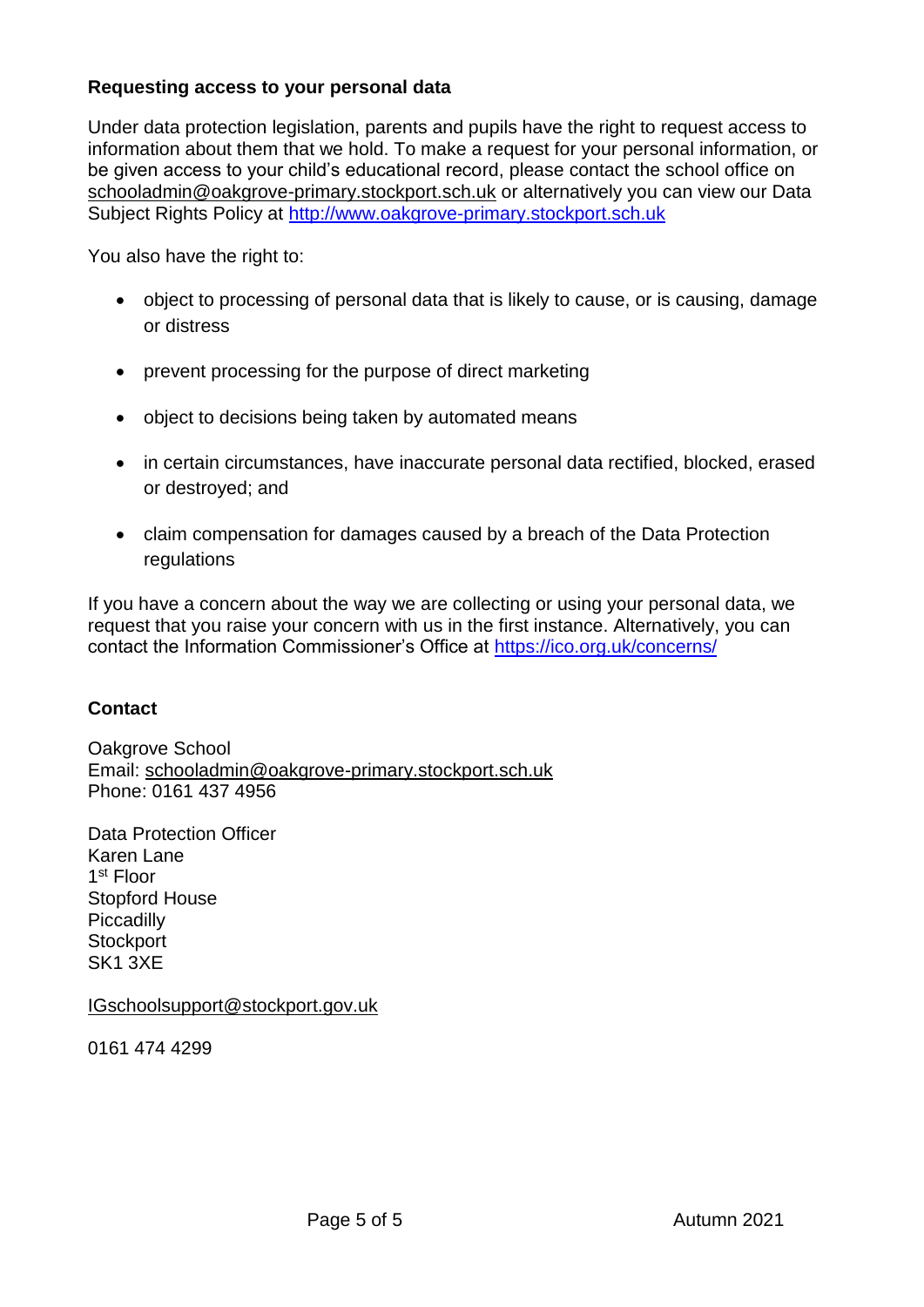### Requesting access to your personal data

Under data protection legislation, parents and pupils have the right to request access to information about them that we hold. To make a request for your personal information, or be given access to your child's educational record, please contact the school office on schooladmin@oakgrove-primary.stockport.sch.uk or alternatively you can view our Data Subject Rights Policy at http://www.oakgrove-primary.stockport.sch.uk

You also have the right to:

- object to processing of personal data that is likely to cause, or is causing, damage or distress
- prevent processing for the purpose of direct marketing
- object to decisions being taken by automated means
- in certain circumstances, have inaccurate personal data rectified, blocked, erased or destroyed; and
- claim compensation for damages caused by a breach of the Data Protection regulations

If you have a concern about the way we are collecting or using your personal data, we request that you raise your concern with us in the first instance. Alternatively, you can contact the Information Commissioner's Office at https://ico.org.uk/concerns/

### Contact

Oakgrove School
Email: schooladmin@oakgrove-primary.stockport.sch.uk
Phone: 0161 437 4956

Data Protection Officer
Karen Lane
1st Floor
Stopford House
Piccadilly
Stockport
SK1 3XE

IGschoolsupport@stockport.gov.uk

0161 474 4299

Autumn 2021